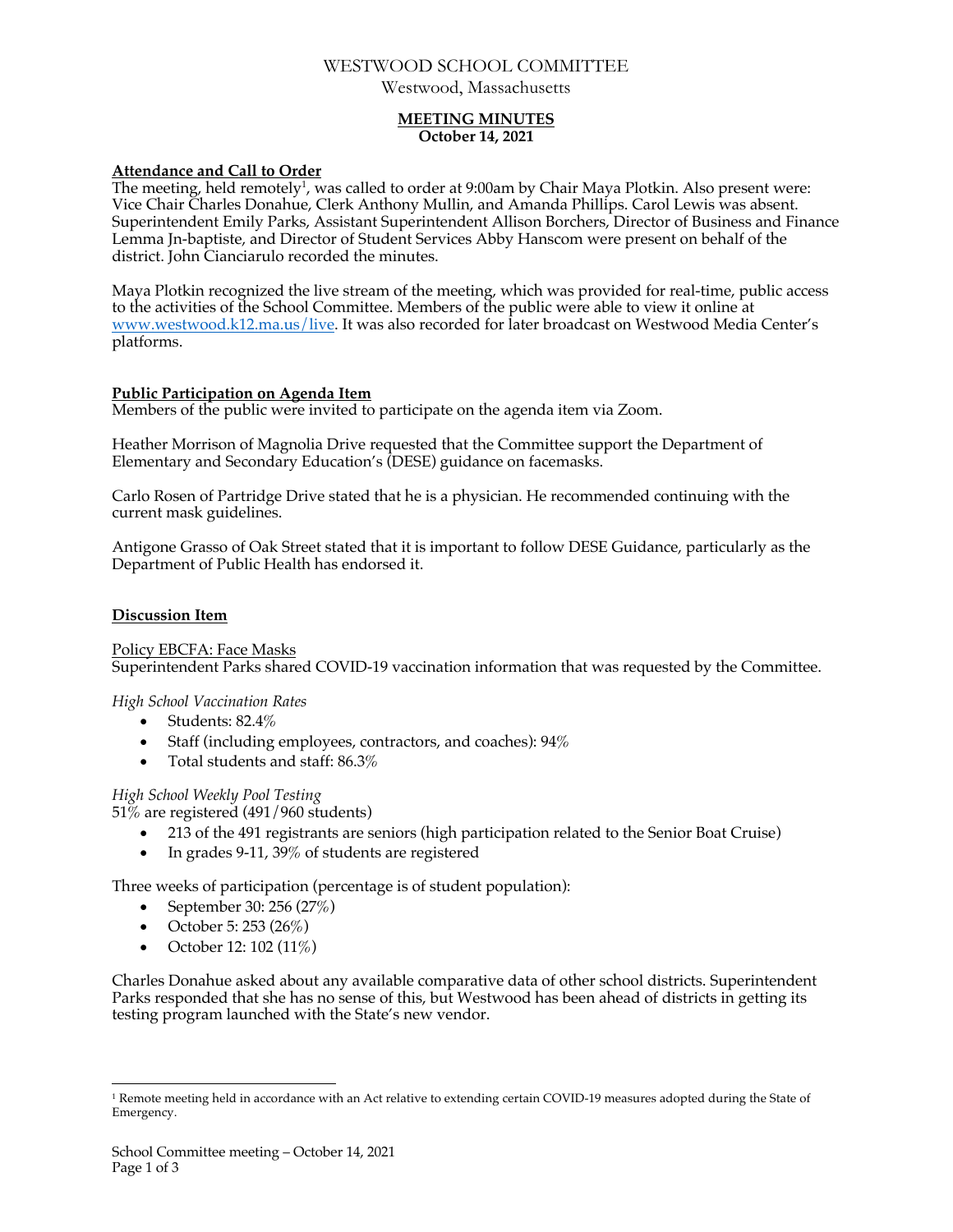# WESTWOOD SCHOOL COMMITTEE

Westwood, Massachusetts

## MEETING MINUTES

**October 14, 2021**

**Attendance and Call to Order**

The meeting, held remotely[1], was called to order at 9:00am by Chair Maya Plotkin. Also present were: Vice Chair Charles Donahue, Clerk Anthony Mullin, and Amanda Phillips. Carol Lewis was absent. Superintendent Emily Parks, Assistant Superintendent Allison Borchers, Director of Business and Finance Lemma Jn-baptiste, and Director of Student Services Abby Hanscom were present on behalf of the district. John Cianciarulo recorded the minutes.

Maya Plotkin recognized the live stream of the meeting, which was provided for real-time, public access to the activities of the School Committee. Members of the public were able to view it online at www.westwood.k12.ma.us/live. It was also recorded for later broadcast on Westwood Media Center's platforms.

**Public Participation on Agenda Item**

Members of the public were invited to participate on the agenda item via Zoom.

Heather Morrison of Magnolia Drive requested that the Committee support the Department of Elementary and Secondary Education's (DESE) guidance on facemasks.

Carlo Rosen of Partridge Drive stated that he is a physician. He recommended continuing with the current mask guidelines.

Antigone Grasso of Oak Street stated that it is important to follow DESE Guidance, particularly as the Department of Public Health has endorsed it.

**Discussion Item**

Policy EBCFA: Face Masks

Superintendent Parks shared COVID-19 vaccination information that was requested by the Committee.

*High School Vaccination Rates*

- Students: 82.4%
- Staff (including employees, contractors, and coaches): 94%
- Total students and staff: 86.3%

*High School Weekly Pool Testing*

51% are registered (491/960 students)

- 213 of the 491 registrants are seniors (high participation related to the Senior Boat Cruise)
- In grades 9-11, 39% of students are registered

Three weeks of participation (percentage is of student population):

- September 30: 256 (27%)
- October 5: 253 (26%)
- October 12: 102 (11%)

Charles Donahue asked about any available comparative data of other school districts. Superintendent Parks responded that she has no sense of this, but Westwood has been ahead of districts in getting its testing program launched with the State's new vendor.

[1] Remote meeting held in accordance with an Act relative to extending certain COVID-19 measures adopted during the State of Emergency.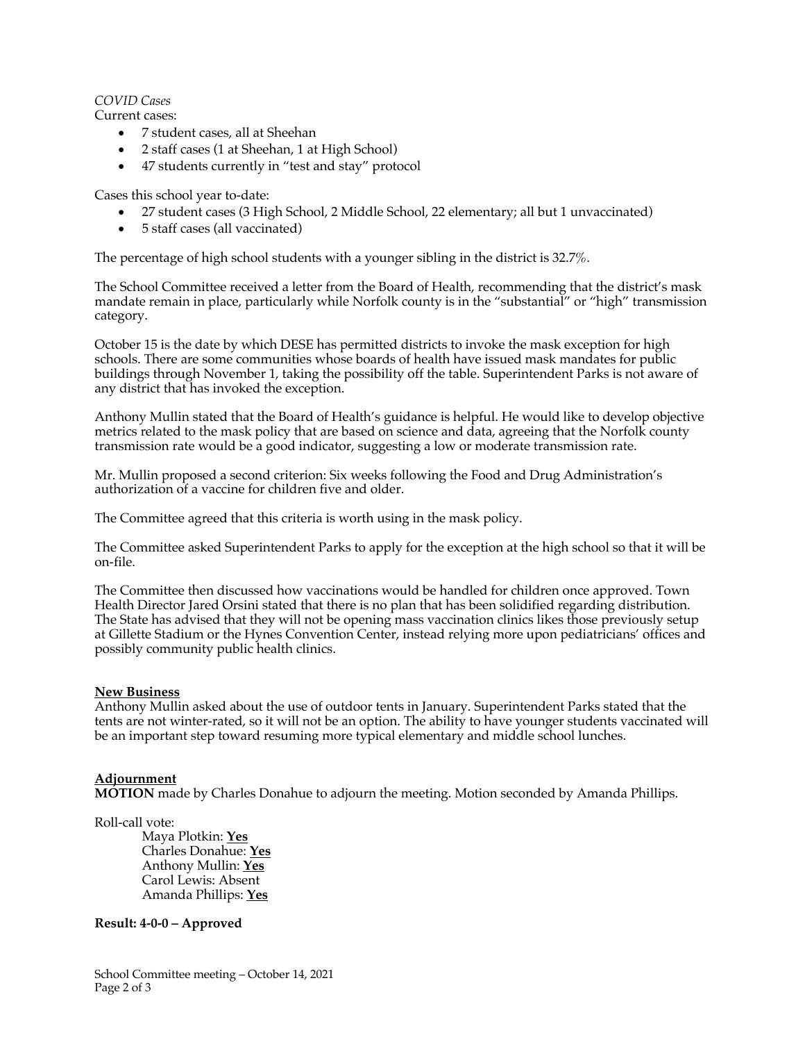*COVID Cases*

Current cases:

- 7 student cases, all at Sheehan
- 2 staff cases (1 at Sheehan, 1 at High School)
- 47 students currently in "test and stay" protocol

Cases this school year to-date:

- 27 student cases (3 High School, 2 Middle School, 22 elementary; all but 1 unvaccinated)
- 5 staff cases (all vaccinated)

The percentage of high school students with a younger sibling in the district is 32.7%.

The School Committee received a letter from the Board of Health, recommending that the district's mask mandate remain in place, particularly while Norfolk county is in the "substantial" or "high" transmission category.

October 15 is the date by which DESE has permitted districts to invoke the mask exception for high schools. There are some communities whose boards of health have issued mask mandates for public buildings through November 1, taking the possibility off the table. Superintendent Parks is not aware of any district that has invoked the exception.

Anthony Mullin stated that the Board of Health's guidance is helpful. He would like to develop objective metrics related to the mask policy that are based on science and data, agreeing that the Norfolk county transmission rate would be a good indicator, suggesting a low or moderate transmission rate.

Mr. Mullin proposed a second criterion: Six weeks following the Food and Drug Administration's authorization of a vaccine for children five and older.

The Committee agreed that this criteria is worth using in the mask policy.

The Committee asked Superintendent Parks to apply for the exception at the high school so that it will be on-file.

The Committee then discussed how vaccinations would be handled for children once approved. Town Health Director Jared Orsini stated that there is no plan that has been solidified regarding distribution. The State has advised that they will not be opening mass vaccination clinics likes those previously setup at Gillette Stadium or the Hynes Convention Center, instead relying more upon pediatricians' offices and possibly community public health clinics.

**New Business**

Anthony Mullin asked about the use of outdoor tents in January. Superintendent Parks stated that the tents are not winter-rated, so it will not be an option. The ability to have younger students vaccinated will be an important step toward resuming more typical elementary and middle school lunches.

**Adjournment**

**MOTION** made by Charles Donahue to adjourn the meeting. Motion seconded by Amanda Phillips.

Roll-call vote:

Maya Plotkin: **Yes**
Charles Donahue: **Yes**
Anthony Mullin: **Yes**
Carol Lewis: Absent
Amanda Phillips: **Yes**

**Result: 4-0-0 – Approved**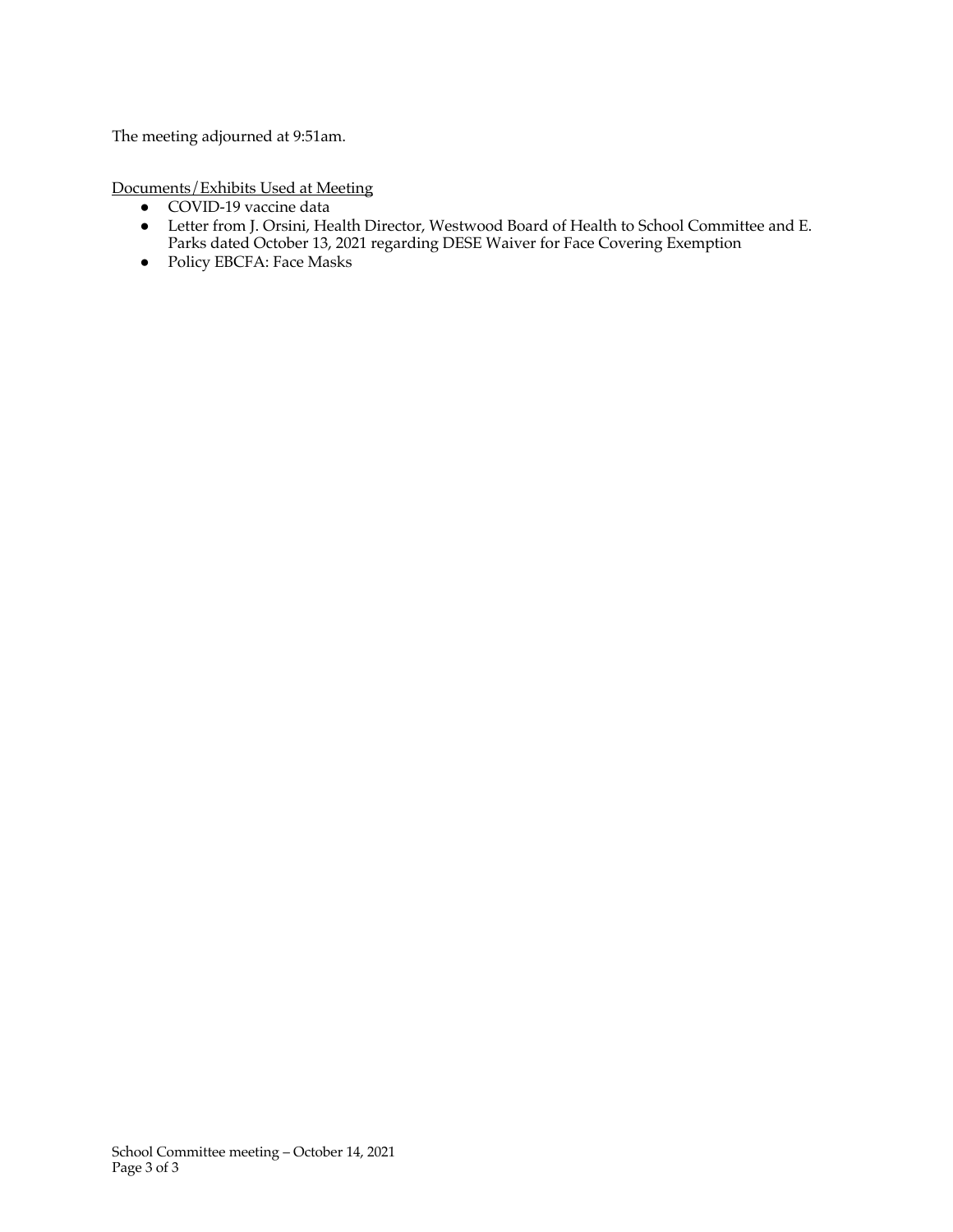The meeting adjourned at 9:51am.

Documents/Exhibits Used at Meeting

- COVID-19 vaccine data
- Letter from J. Orsini, Health Director, Westwood Board of Health to School Committee and E. Parks dated October 13, 2021 regarding DESE Waiver for Face Covering Exemption
- Policy EBCFA: Face Masks